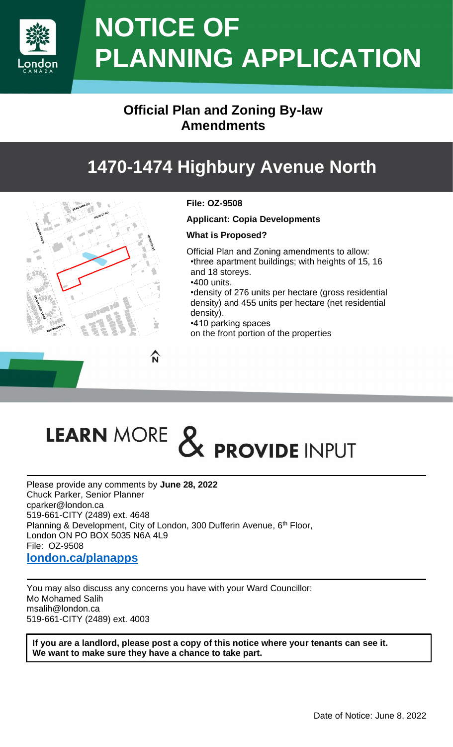# NOTICE OF PLANNING APPLICATION

## Official Plan and Zoning By-law Amendments

## 1470-1474 Highbury Avenue North

**File: OZ-9508**

**Applicant: Copia Developments**

**What is Proposed?**

Official Plan and Zoning amendments to allow:

- three apartment buildings; with heights of 15, 16 and 18 storeys.
- 400 units.
- density of 276 units per hectare (gross residential density) and 455 units per hectare (net residential density).
- 410 parking spaces

on the front portion of the properties

## LEARN MORE & PROVIDE INPUT

Please provide any comments by **June 28, 2022**
Chuck Parker, Senior Planner
cparker@london.ca
519-661-CITY (2489) ext. 4648
Planning & Development, City of London, 300 Dufferin Avenue, 6th Floor,
London ON PO BOX 5035 N6A 4L9
File: OZ-9508
**london.ca/planapps**

You may also discuss any concerns you have with your Ward Councillor:
Mo Mohamed Salih
msalih@london.ca
519-661-CITY (2489) ext. 4003

**If you are a landlord, please post a copy of this notice where your tenants can see it. We want to make sure they have a chance to take part.**

Date of Notice: June 8, 2022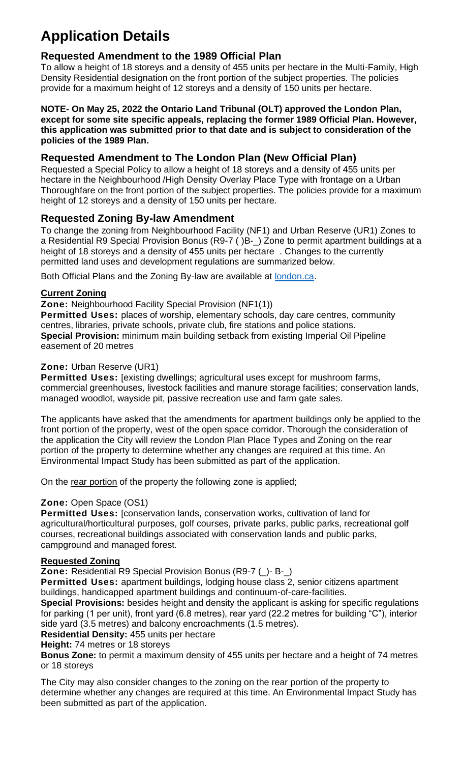# Application Details

## Requested Amendment to the 1989 Official Plan

To allow a height of 18 storeys and a density of 455 units per hectare in the Multi-Family, High Density Residential designation on the front portion of the subject properties. The policies provide for a maximum height of 12 storeys and a density of 150 units per hectare.

**NOTE- On May 25, 2022 the Ontario Land Tribunal (OLT) approved the London Plan, except for some site specific appeals, replacing the former 1989 Official Plan. However, this application was submitted prior to that date and is subject to consideration of the policies of the 1989 Plan.**

## Requested Amendment to The London Plan (New Official Plan)

Requested a Special Policy to allow a height of 18 storeys and a density of 455 units per hectare in the Neighbourhood /High Density Overlay Place Type with frontage on a Urban Thoroughfare on the front portion of the subject properties. The policies provide for a maximum height of 12 storeys and a density of 150 units per hectare.

## Requested Zoning By-law Amendment

To change the zoning from Neighbourhood Facility (NF1) and Urban Reserve (UR1) Zones to a Residential R9 Special Provision Bonus (R9-7 ( )B-_) Zone to permit apartment buildings at a height of 18 storeys and a density of 455 units per hectare . Changes to the currently permitted land uses and development regulations are summarized below.

Both Official Plans and the Zoning By-law are available at london.ca.

### Current Zoning

**Zone:** Neighbourhood Facility Special Provision (NF1(1))
**Permitted Uses:** places of worship, elementary schools, day care centres, community centres, libraries, private schools, private club, fire stations and police stations.
**Special Provision:** minimum main building setback from existing Imperial Oil Pipeline easement of 20 metres

**Zone:** Urban Reserve (UR1)
**Permitted Uses:** [existing dwellings; agricultural uses except for mushroom farms, commercial greenhouses, livestock facilities and manure storage facilities; conservation lands, managed woodlot, wayside pit, passive recreation use and farm gate sales.

The applicants have asked that the amendments for apartment buildings only be applied to the front portion of the property, west of the open space corridor. Thorough the consideration of the application the City will review the London Plan Place Types and Zoning on the rear portion of the property to determine whether any changes are required at this time. An Environmental Impact Study has been submitted as part of the application.

On the rear portion of the property the following zone is applied;

**Zone:** Open Space (OS1)
**Permitted Uses:** [conservation lands, conservation works, cultivation of land for agricultural/horticultural purposes, golf courses, private parks, public parks, recreational golf courses, recreational buildings associated with conservation lands and public parks, campground and managed forest.

### Requested Zoning

**Zone:** Residential R9 Special Provision Bonus (R9-7 (_)- B-_)
**Permitted Uses:** apartment buildings, lodging house class 2, senior citizens apartment buildings, handicapped apartment buildings and continuum-of-care-facilities.
**Special Provisions:** besides height and density the applicant is asking for specific regulations for parking (1 per unit), front yard (6.8 metres), rear yard (22.2 metres for building "C"), interior side yard (3.5 metres) and balcony encroachments (1.5 metres).
**Residential Density:** 455 units per hectare
**Height:** 74 metres or 18 storeys
**Bonus Zone:** to permit a maximum density of 455 units per hectare and a height of 74 metres or 18 storeys

The City may also consider changes to the zoning on the rear portion of the property to determine whether any changes are required at this time. An Environmental Impact Study has been submitted as part of the application.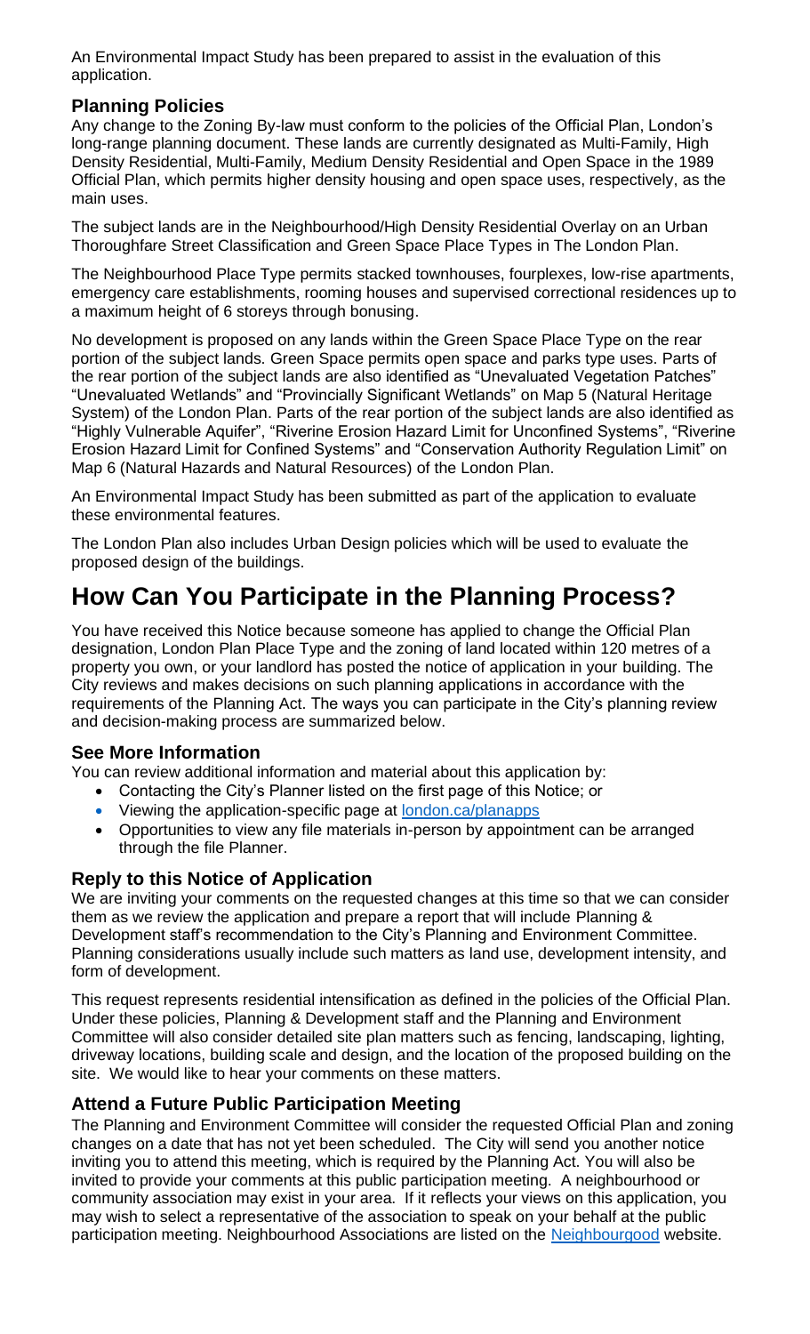An Environmental Impact Study has been prepared to assist in the evaluation of this application.

### Planning Policies

Any change to the Zoning By-law must conform to the policies of the Official Plan, London's long-range planning document. These lands are currently designated as Multi-Family, High Density Residential, Multi-Family, Medium Density Residential and Open Space in the 1989 Official Plan, which permits higher density housing and open space uses, respectively, as the main uses.

The subject lands are in the Neighbourhood/High Density Residential Overlay on an Urban Thoroughfare Street Classification and Green Space Place Types in The London Plan.

The Neighbourhood Place Type permits stacked townhouses, fourplexes, low-rise apartments, emergency care establishments, rooming houses and supervised correctional residences up to a maximum height of 6 storeys through bonusing.

No development is proposed on any lands within the Green Space Place Type on the rear portion of the subject lands. Green Space permits open space and parks type uses. Parts of the rear portion of the subject lands are also identified as "Unevaluated Vegetation Patches" "Unevaluated Wetlands" and "Provincially Significant Wetlands" on Map 5 (Natural Heritage System) of the London Plan. Parts of the rear portion of the subject lands are also identified as "Highly Vulnerable Aquifer", "Riverine Erosion Hazard Limit for Unconfined Systems", "Riverine Erosion Hazard Limit for Confined Systems" and "Conservation Authority Regulation Limit" on Map 6 (Natural Hazards and Natural Resources) of the London Plan.

An Environmental Impact Study has been submitted as part of the application to evaluate these environmental features.

The London Plan also includes Urban Design policies which will be used to evaluate the proposed design of the buildings.

# How Can You Participate in the Planning Process?

You have received this Notice because someone has applied to change the Official Plan designation, London Plan Place Type and the zoning of land located within 120 metres of a property you own, or your landlord has posted the notice of application in your building. The City reviews and makes decisions on such planning applications in accordance with the requirements of the Planning Act. The ways you can participate in the City's planning review and decision-making process are summarized below.

### See More Information

You can review additional information and material about this application by:

- Contacting the City's Planner listed on the first page of this Notice; or
- Viewing the application-specific page at london.ca/planapps
- Opportunities to view any file materials in-person by appointment can be arranged through the file Planner.

### Reply to this Notice of Application

We are inviting your comments on the requested changes at this time so that we can consider them as we review the application and prepare a report that will include Planning & Development staff's recommendation to the City's Planning and Environment Committee. Planning considerations usually include such matters as land use, development intensity, and form of development.

This request represents residential intensification as defined in the policies of the Official Plan. Under these policies, Planning & Development staff and the Planning and Environment Committee will also consider detailed site plan matters such as fencing, landscaping, lighting, driveway locations, building scale and design, and the location of the proposed building on the site. We would like to hear your comments on these matters.

### Attend a Future Public Participation Meeting

The Planning and Environment Committee will consider the requested Official Plan and zoning changes on a date that has not yet been scheduled. The City will send you another notice inviting you to attend this meeting, which is required by the Planning Act. You will also be invited to provide your comments at this public participation meeting. A neighbourhood or community association may exist in your area. If it reflects your views on this application, you may wish to select a representative of the association to speak on your behalf at the public participation meeting. Neighbourhood Associations are listed on the Neighbourgood website.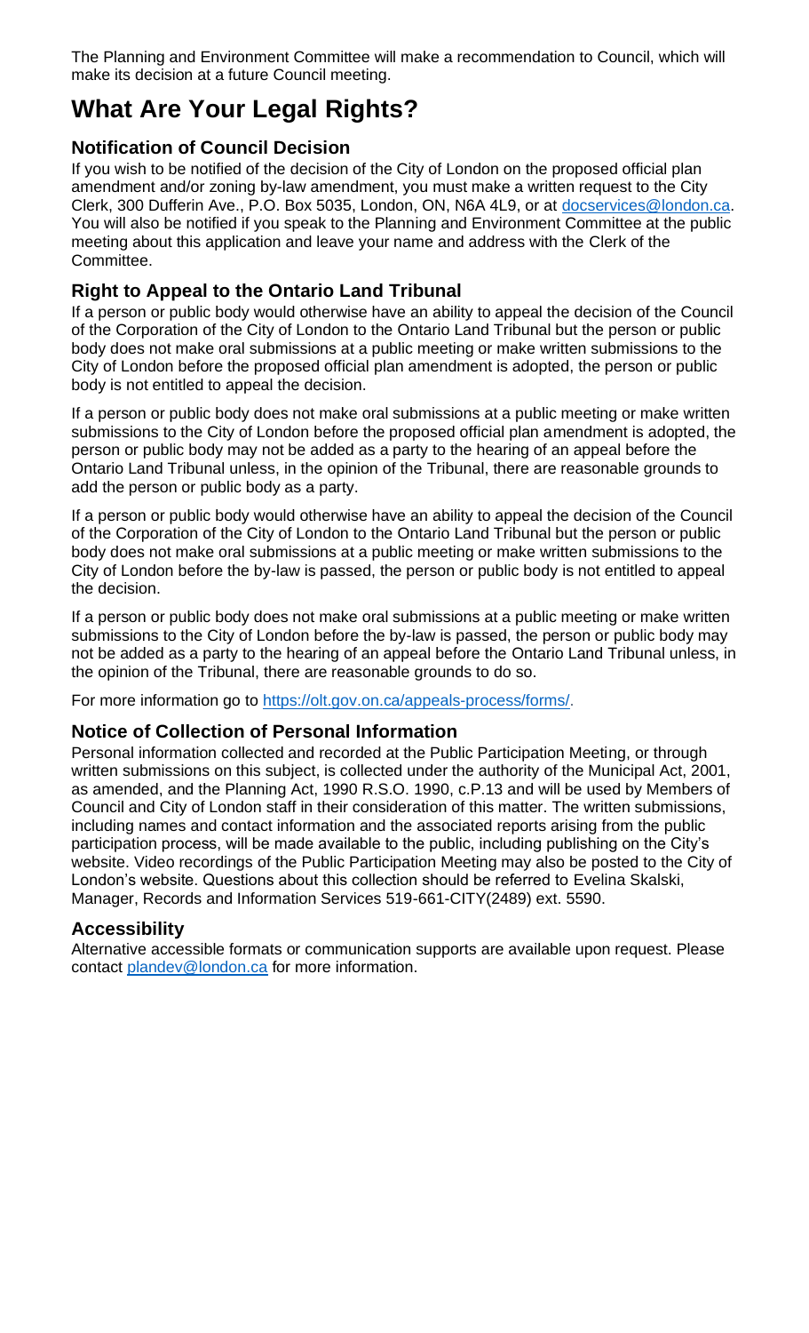The Planning and Environment Committee will make a recommendation to Council, which will make its decision at a future Council meeting.

# What Are Your Legal Rights?

### Notification of Council Decision

If you wish to be notified of the decision of the City of London on the proposed official plan amendment and/or zoning by-law amendment, you must make a written request to the City Clerk, 300 Dufferin Ave., P.O. Box 5035, London, ON, N6A 4L9, or at docservices@london.ca. You will also be notified if you speak to the Planning and Environment Committee at the public meeting about this application and leave your name and address with the Clerk of the Committee.

### Right to Appeal to the Ontario Land Tribunal

If a person or public body would otherwise have an ability to appeal the decision of the Council of the Corporation of the City of London to the Ontario Land Tribunal but the person or public body does not make oral submissions at a public meeting or make written submissions to the City of London before the proposed official plan amendment is adopted, the person or public body is not entitled to appeal the decision.

If a person or public body does not make oral submissions at a public meeting or make written submissions to the City of London before the proposed official plan amendment is adopted, the person or public body may not be added as a party to the hearing of an appeal before the Ontario Land Tribunal unless, in the opinion of the Tribunal, there are reasonable grounds to add the person or public body as a party.

If a person or public body would otherwise have an ability to appeal the decision of the Council of the Corporation of the City of London to the Ontario Land Tribunal but the person or public body does not make oral submissions at a public meeting or make written submissions to the City of London before the by-law is passed, the person or public body is not entitled to appeal the decision.

If a person or public body does not make oral submissions at a public meeting or make written submissions to the City of London before the by-law is passed, the person or public body may not be added as a party to the hearing of an appeal before the Ontario Land Tribunal unless, in the opinion of the Tribunal, there are reasonable grounds to do so.

For more information go to https://olt.gov.on.ca/appeals-process/forms/.

### Notice of Collection of Personal Information

Personal information collected and recorded at the Public Participation Meeting, or through written submissions on this subject, is collected under the authority of the Municipal Act, 2001, as amended, and the Planning Act, 1990 R.S.O. 1990, c.P.13 and will be used by Members of Council and City of London staff in their consideration of this matter. The written submissions, including names and contact information and the associated reports arising from the public participation process, will be made available to the public, including publishing on the City's website. Video recordings of the Public Participation Meeting may also be posted to the City of London's website. Questions about this collection should be referred to Evelina Skalski, Manager, Records and Information Services 519-661-CITY(2489) ext. 5590.

### Accessibility

Alternative accessible formats or communication supports are available upon request. Please contact plandev@london.ca for more information.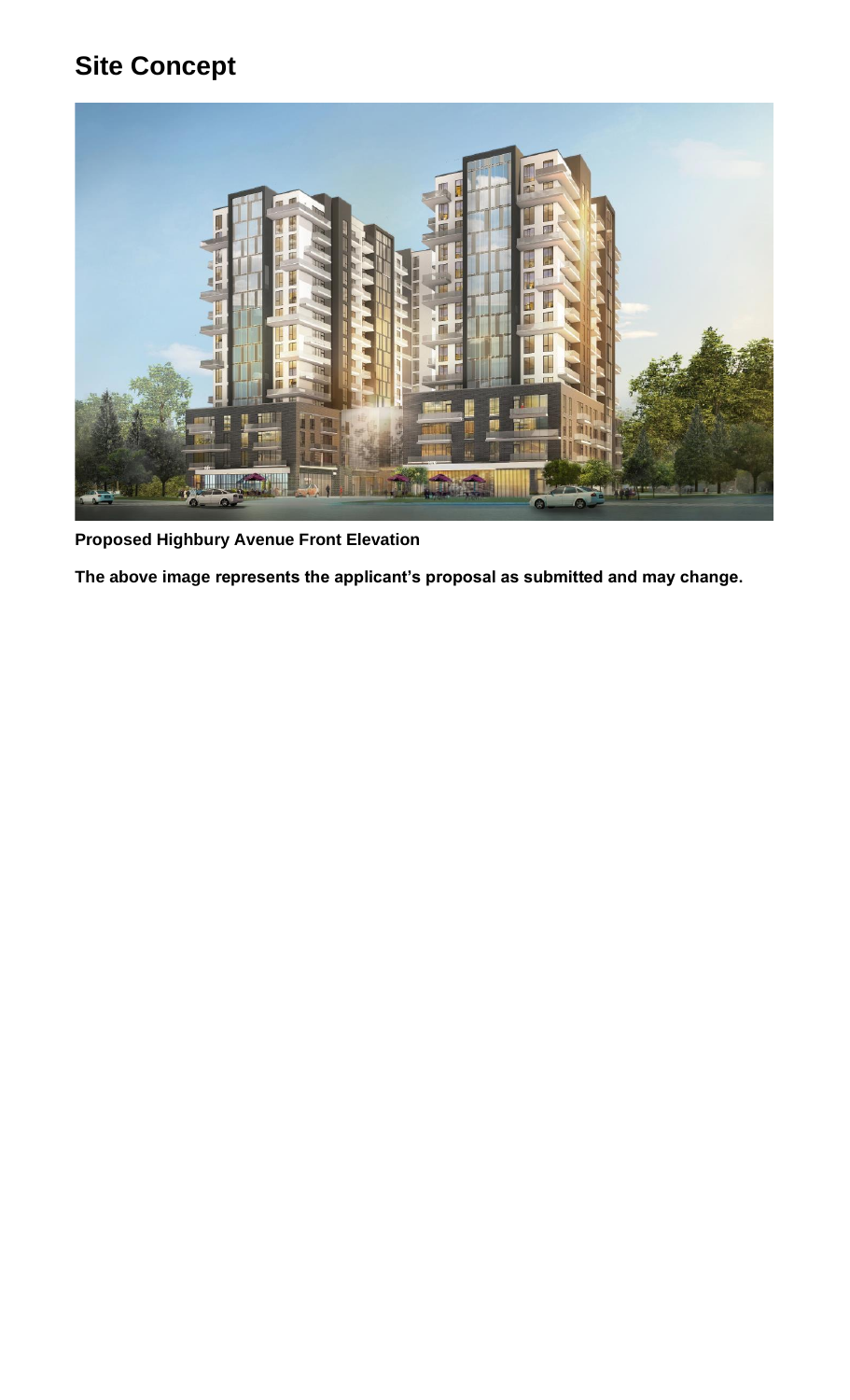## Site Concept

**Proposed Highbury Avenue Front Elevation**

**The above image represents the applicant's proposal as submitted and may change.**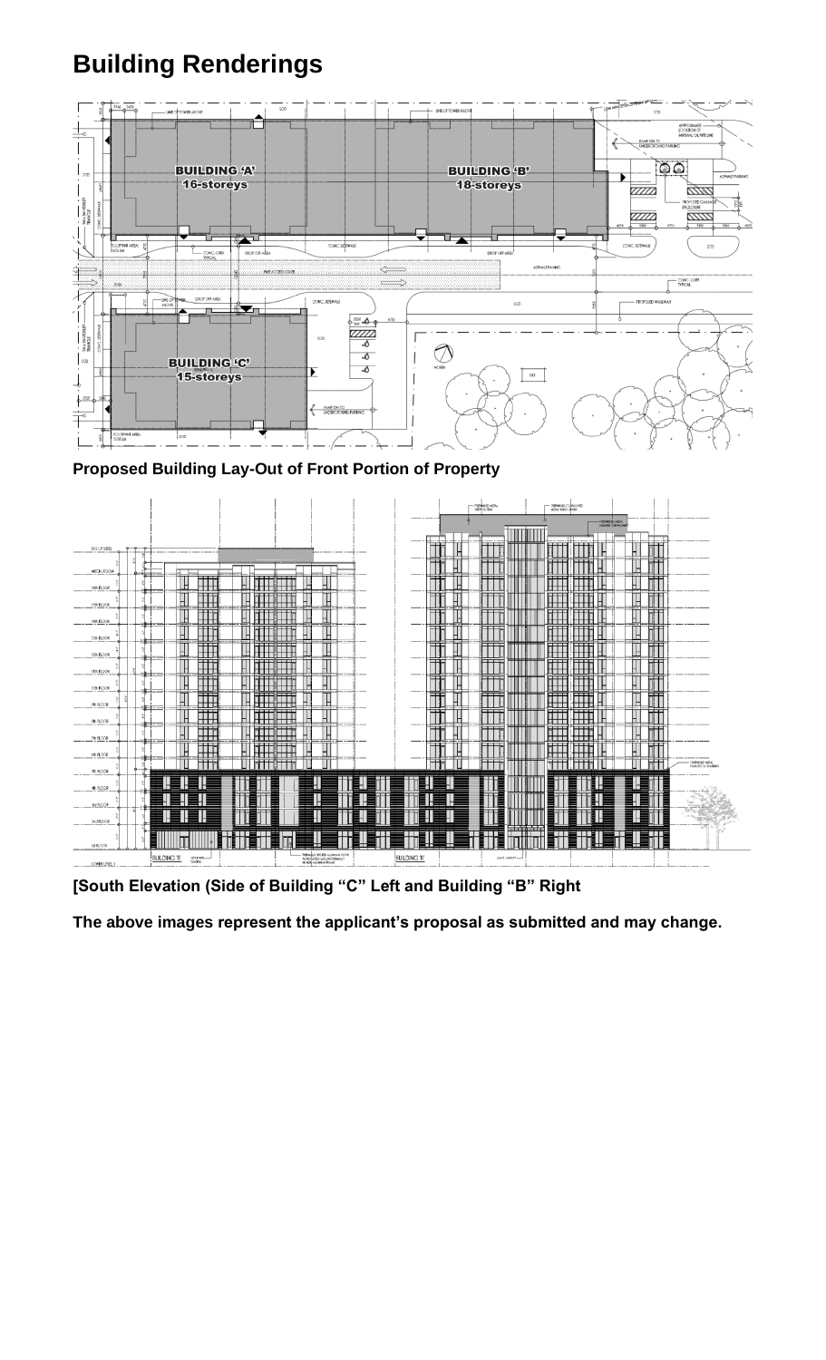# Building Renderings

BUILDING 'A'
16-storeys

BUILDING 'B'
18-storeys

BUILDING 'C'
15-storeys

**Proposed Building Lay-Out of Front Portion of Property**

**[South Elevation (Side of Building "C" Left and Building "B" Right**

**The above images represent the applicant's proposal as submitted and may change.**